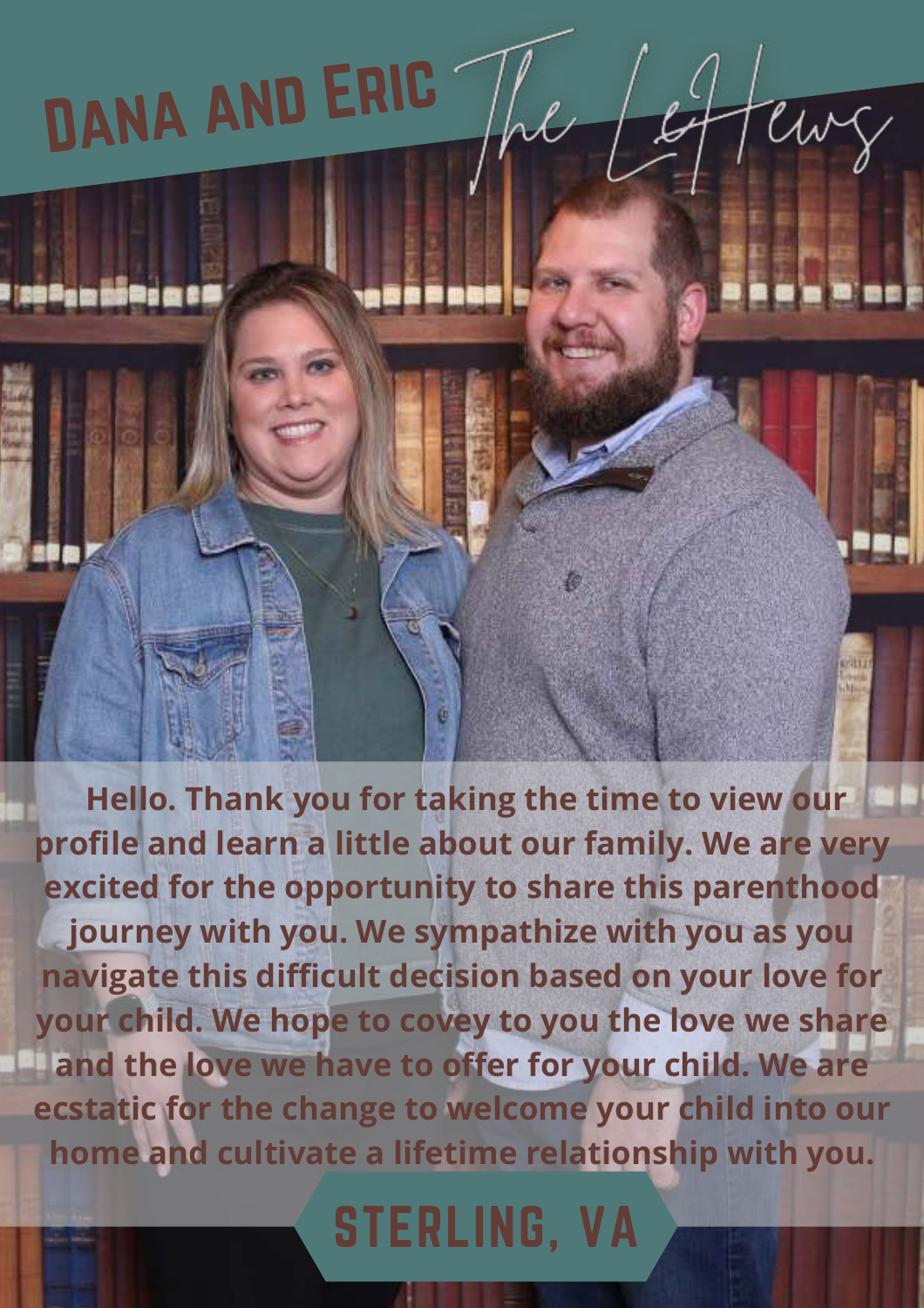# Dana and Eric

*The LeHews*

Hello. Thank you for taking the time to view our profile and learn a little about our family. We are very excited for the opportunity to share this parenthood journey with you. We sympathize with you as you navigate this difficult decision based on your love for your child. We hope to covey to you the love we share and the love we have to offer for your child. We are ecstatic for the change to welcome your child into our home and cultivate a lifetime relationship with you.

## STERLING, VA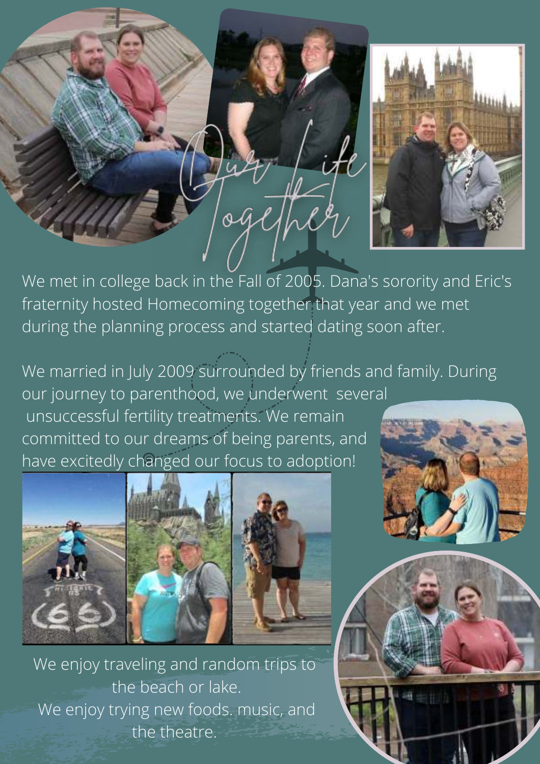# Our Life Together

We met in college back in the Fall of 2005. Dana's sorority and Eric's fraternity hosted Homecoming together that year and we met during the planning process and started dating soon after.

We married in July 2009 surrounded by friends and family. During our journey to parenthood, we underwent several unsuccessful fertility treatments. We remain committed to our dreams of being parents, and have excitedly changed our focus to adoption!

We enjoy traveling and random trips to the beach or lake.
We enjoy trying new foods. music, and the theatre.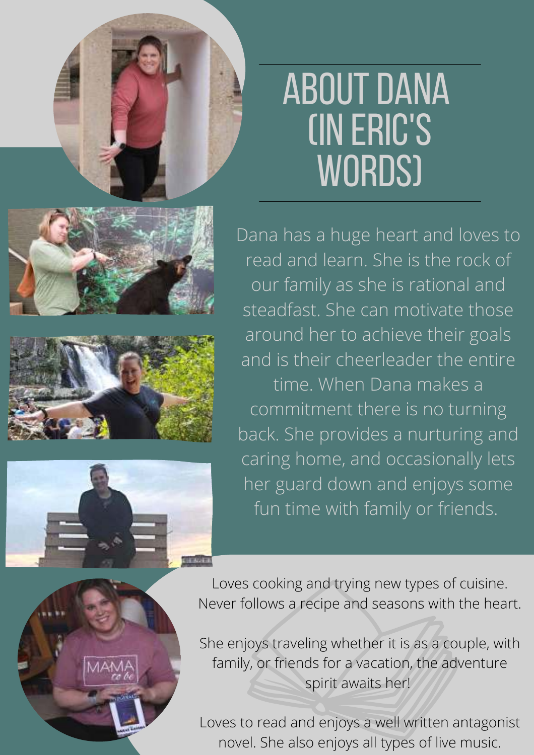# ABOUT DANA (IN ERIC'S WORDS)

Dana has a huge heart and loves to read and learn. She is the rock of our family as she is rational and steadfast. She can motivate those around her to achieve their goals and is their cheerleader the entire time. When Dana makes a commitment there is no turning back. She provides a nurturing and caring home, and occasionally lets her guard down and enjoys some fun time with family or friends.

Loves cooking and trying new types of cuisine. Never follows a recipe and seasons with the heart.

She enjoys traveling whether it is as a couple, with family, or friends for a vacation, the adventure spirit awaits her!

Loves to read and enjoys a well written antagonist novel. She also enjoys all types of live music.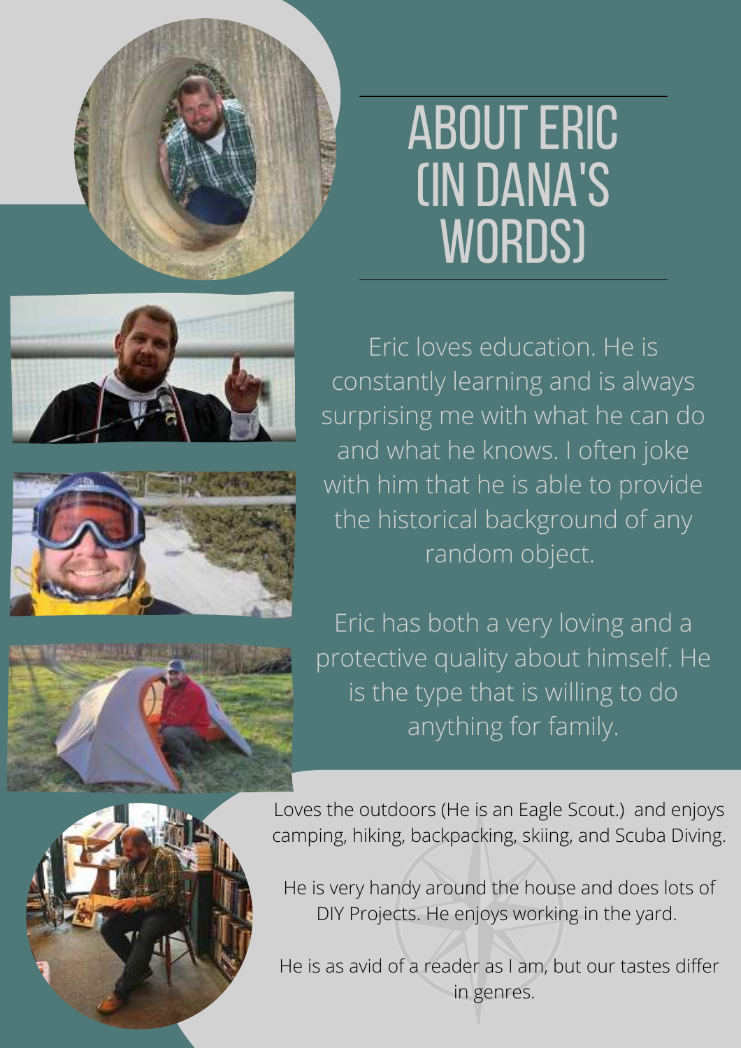# ABOUT ERIC (IN DANA'S WORDS)

Eric loves education. He is constantly learning and is always surprising me with what he can do and what he knows. I often joke with him that he is able to provide the historical background of any random object.

Eric has both a very loving and a protective quality about himself. He is the type that is willing to do anything for family.

Loves the outdoors (He is an Eagle Scout.) and enjoys camping, hiking, backpacking, skiing, and Scuba Diving.

He is very handy around the house and does lots of DIY Projects. He enjoys working in the yard.

He is as avid of a reader as I am, but our tastes differ in genres.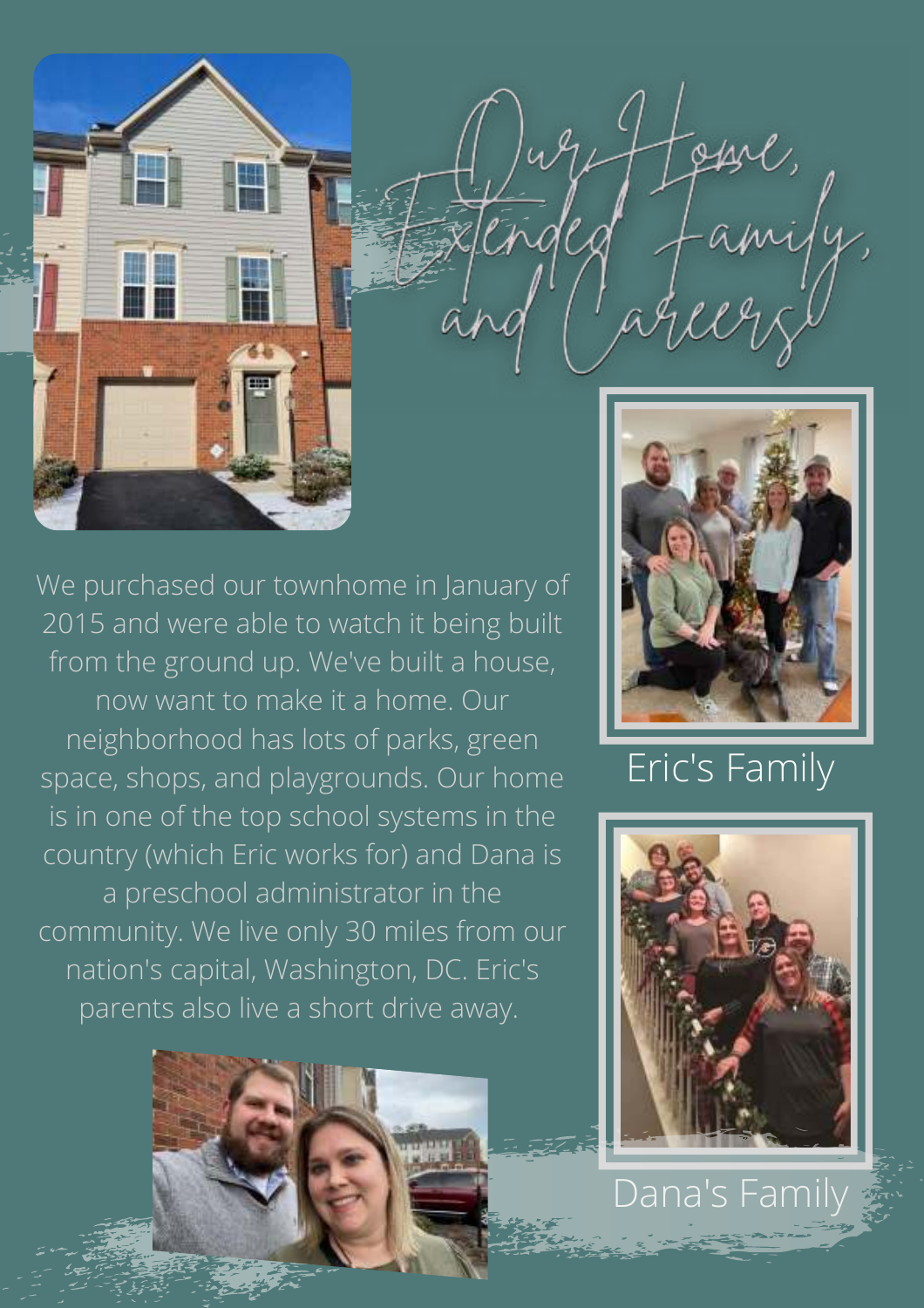# Our Home, Extended Family, and Careers!

We purchased our townhome in January of 2015 and were able to watch it being built from the ground up. We've built a house, now want to make it a home. Our neighborhood has lots of parks, green space, shops, and playgrounds. Our home is in one of the top school systems in the country (which Eric works for) and Dana is a preschool administrator in the community. We live only 30 miles from our nation's capital, Washington, DC. Eric's parents also live a short drive away.

Eric's Family

Dana's Family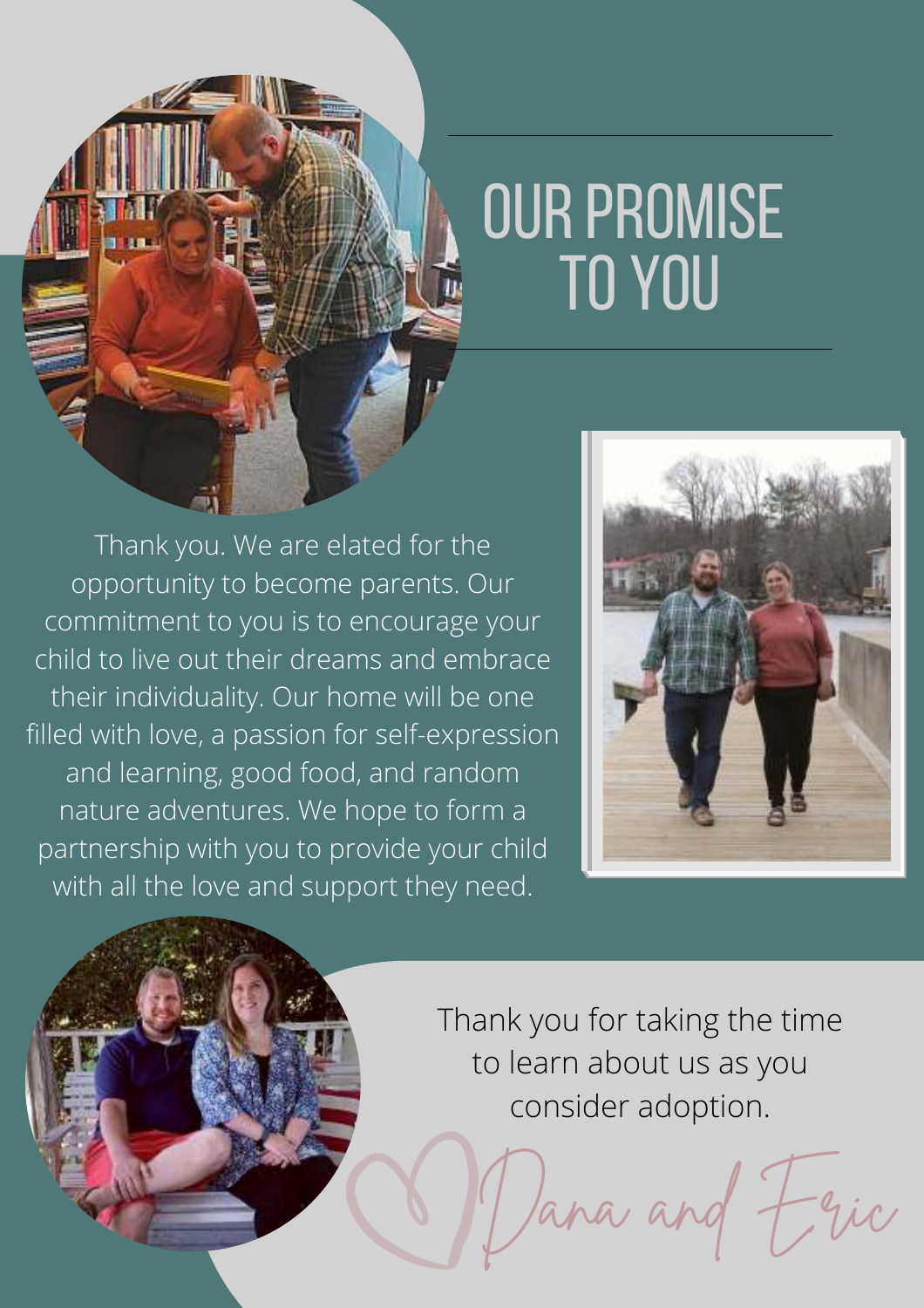# OUR PROMISE TO YOU

Thank you. We are elated for the opportunity to become parents. Our commitment to you is to encourage your child to live out their dreams and embrace their individuality. Our home will be one filled with love, a passion for self-expression and learning, good food, and random nature adventures. We hope to form a partnership with you to provide your child with all the love and support they need.

Thank you for taking the time to learn about us as you consider adoption.

*Dana and Eric*